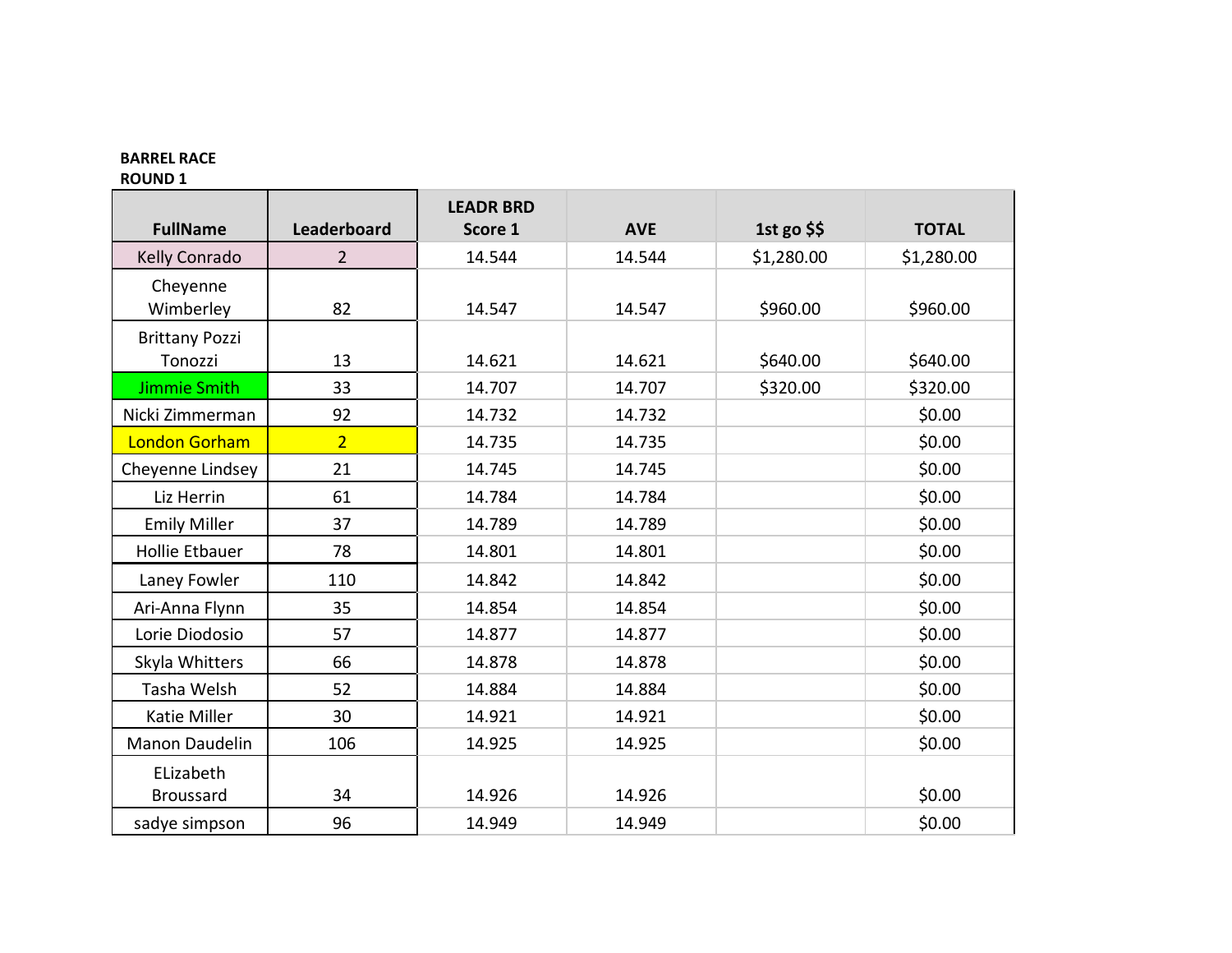**BARREL RACE**
**ROUND 1**

| FullName | Leaderboard | LEADR BRD Score 1 | AVE | 1st go $$ | TOTAL |
|---|---|---|---|---|---|
| Kelly Conrado | 2 | 14.544 | 14.544 | $1,280.00 | $1,280.00 |
| Cheyenne Wimberley | 82 | 14.547 | 14.547 | $960.00 | $960.00 |
| Brittany Pozzi Tonozzi | 13 | 14.621 | 14.621 | $640.00 | $640.00 |
| Jimmie Smith | 33 | 14.707 | 14.707 | $320.00 | $320.00 |
| Nicki Zimmerman | 92 | 14.732 | 14.732 | | $0.00 |
| London Gorham | 2 | 14.735 | 14.735 | | $0.00 |
| Cheyenne Lindsey | 21 | 14.745 | 14.745 | | $0.00 |
| Liz Herrin | 61 | 14.784 | 14.784 | | $0.00 |
| Emily Miller | 37 | 14.789 | 14.789 | | $0.00 |
| Hollie Etbauer | 78 | 14.801 | 14.801 | | $0.00 |
| Laney Fowler | 110 | 14.842 | 14.842 | | $0.00 |
| Ari-Anna Flynn | 35 | 14.854 | 14.854 | | $0.00 |
| Lorie Diodosio | 57 | 14.877 | 14.877 | | $0.00 |
| Skyla Whitters | 66 | 14.878 | 14.878 | | $0.00 |
| Tasha Welsh | 52 | 14.884 | 14.884 | | $0.00 |
| Katie Miller | 30 | 14.921 | 14.921 | | $0.00 |
| Manon Daudelin | 106 | 14.925 | 14.925 | | $0.00 |
| ELizabeth Broussard | 34 | 14.926 | 14.926 | | $0.00 |
| sadye simpson | 96 | 14.949 | 14.949 | | $0.00 |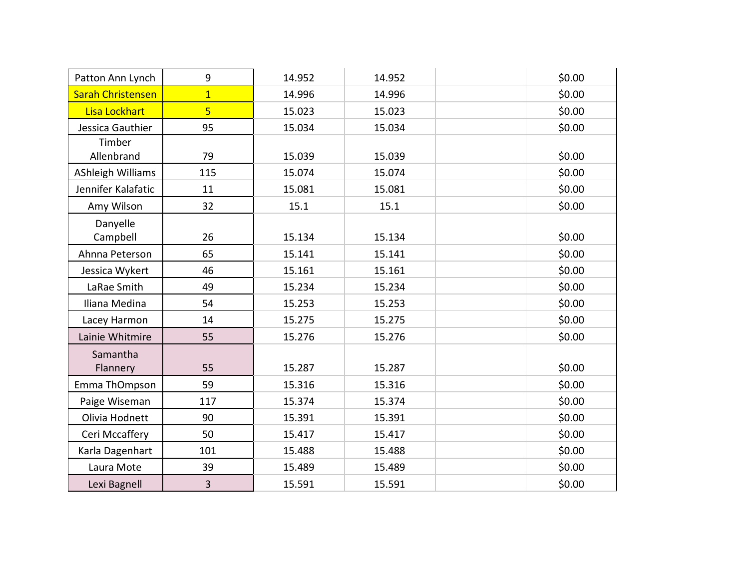| | | | | | |
|---|---|---|---|---|---|
| Patton Ann Lynch | 9 | 14.952 | 14.952 | | $0.00 |
| Sarah Christensen | 1 | 14.996 | 14.996 | | $0.00 |
| Lisa Lockhart | 5 | 15.023 | 15.023 | | $0.00 |
| Jessica Gauthier | 95 | 15.034 | 15.034 | | $0.00 |
| Timber Allenbrand | 79 | 15.039 | 15.039 | | $0.00 |
| AShleigh Williams | 115 | 15.074 | 15.074 | | $0.00 |
| Jennifer Kalafatic | 11 | 15.081 | 15.081 | | $0.00 |
| Amy Wilson | 32 | 15.1 | 15.1 | | $0.00 |
| Danyelle Campbell | 26 | 15.134 | 15.134 | | $0.00 |
| Ahnna Peterson | 65 | 15.141 | 15.141 | | $0.00 |
| Jessica Wykert | 46 | 15.161 | 15.161 | | $0.00 |
| LaRae Smith | 49 | 15.234 | 15.234 | | $0.00 |
| Iliana Medina | 54 | 15.253 | 15.253 | | $0.00 |
| Lacey Harmon | 14 | 15.275 | 15.275 | | $0.00 |
| Lainie Whitmire | 55 | 15.276 | 15.276 | | $0.00 |
| Samantha Flannery | 55 | 15.287 | 15.287 | | $0.00 |
| Emma ThOmpson | 59 | 15.316 | 15.316 | | $0.00 |
| Paige Wiseman | 117 | 15.374 | 15.374 | | $0.00 |
| Olivia Hodnett | 90 | 15.391 | 15.391 | | $0.00 |
| Ceri Mccaffery | 50 | 15.417 | 15.417 | | $0.00 |
| Karla Dagenhart | 101 | 15.488 | 15.488 | | $0.00 |
| Laura Mote | 39 | 15.489 | 15.489 | | $0.00 |
| Lexi Bagnell | 3 | 15.591 | 15.591 | | $0.00 |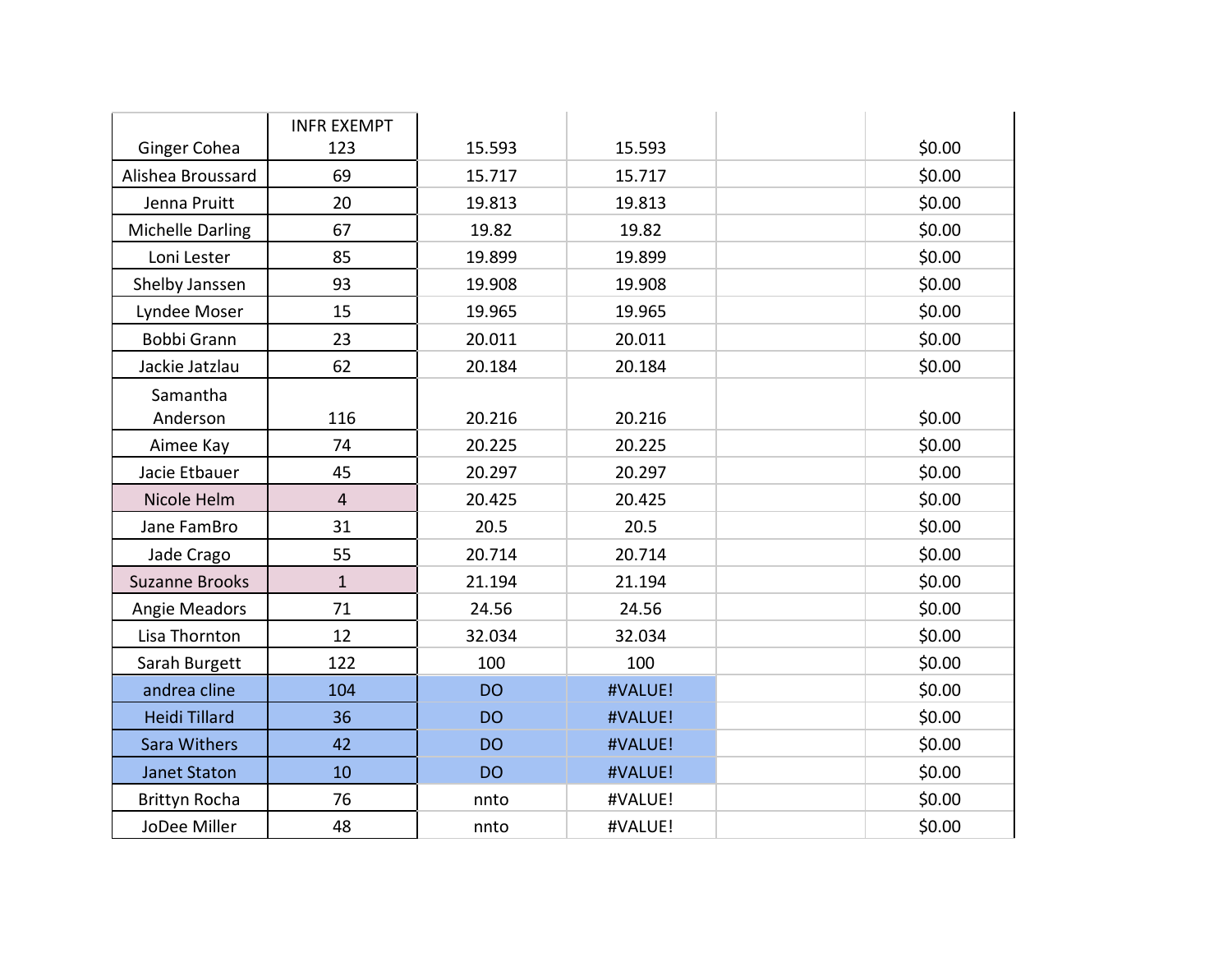| | INFR EXEMPT | | | | |
|---|---|---|---|---|---|
| Ginger Cohea | 123 | 15.593 | 15.593 | | $0.00 |
| Alishea Broussard | 69 | 15.717 | 15.717 | | $0.00 |
| Jenna Pruitt | 20 | 19.813 | 19.813 | | $0.00 |
| Michelle Darling | 67 | 19.82 | 19.82 | | $0.00 |
| Loni Lester | 85 | 19.899 | 19.899 | | $0.00 |
| Shelby Janssen | 93 | 19.908 | 19.908 | | $0.00 |
| Lyndee Moser | 15 | 19.965 | 19.965 | | $0.00 |
| Bobbi Grann | 23 | 20.011 | 20.011 | | $0.00 |
| Jackie Jatzlau | 62 | 20.184 | 20.184 | | $0.00 |
| Samantha Anderson | 116 | 20.216 | 20.216 | | $0.00 |
| Aimee Kay | 74 | 20.225 | 20.225 | | $0.00 |
| Jacie Etbauer | 45 | 20.297 | 20.297 | | $0.00 |
| Nicole Helm | 4 | 20.425 | 20.425 | | $0.00 |
| Jane FamBro | 31 | 20.5 | 20.5 | | $0.00 |
| Jade Crago | 55 | 20.714 | 20.714 | | $0.00 |
| Suzanne Brooks | 1 | 21.194 | 21.194 | | $0.00 |
| Angie Meadors | 71 | 24.56 | 24.56 | | $0.00 |
| Lisa Thornton | 12 | 32.034 | 32.034 | | $0.00 |
| Sarah Burgett | 122 | 100 | 100 | | $0.00 |
| andrea cline | 104 | DO | #VALUE! | | $0.00 |
| Heidi Tillard | 36 | DO | #VALUE! | | $0.00 |
| Sara Withers | 42 | DO | #VALUE! | | $0.00 |
| Janet Staton | 10 | DO | #VALUE! | | $0.00 |
| Brittyn Rocha | 76 | nnto | #VALUE! | | $0.00 |
| JoDee Miller | 48 | nnto | #VALUE! | | $0.00 |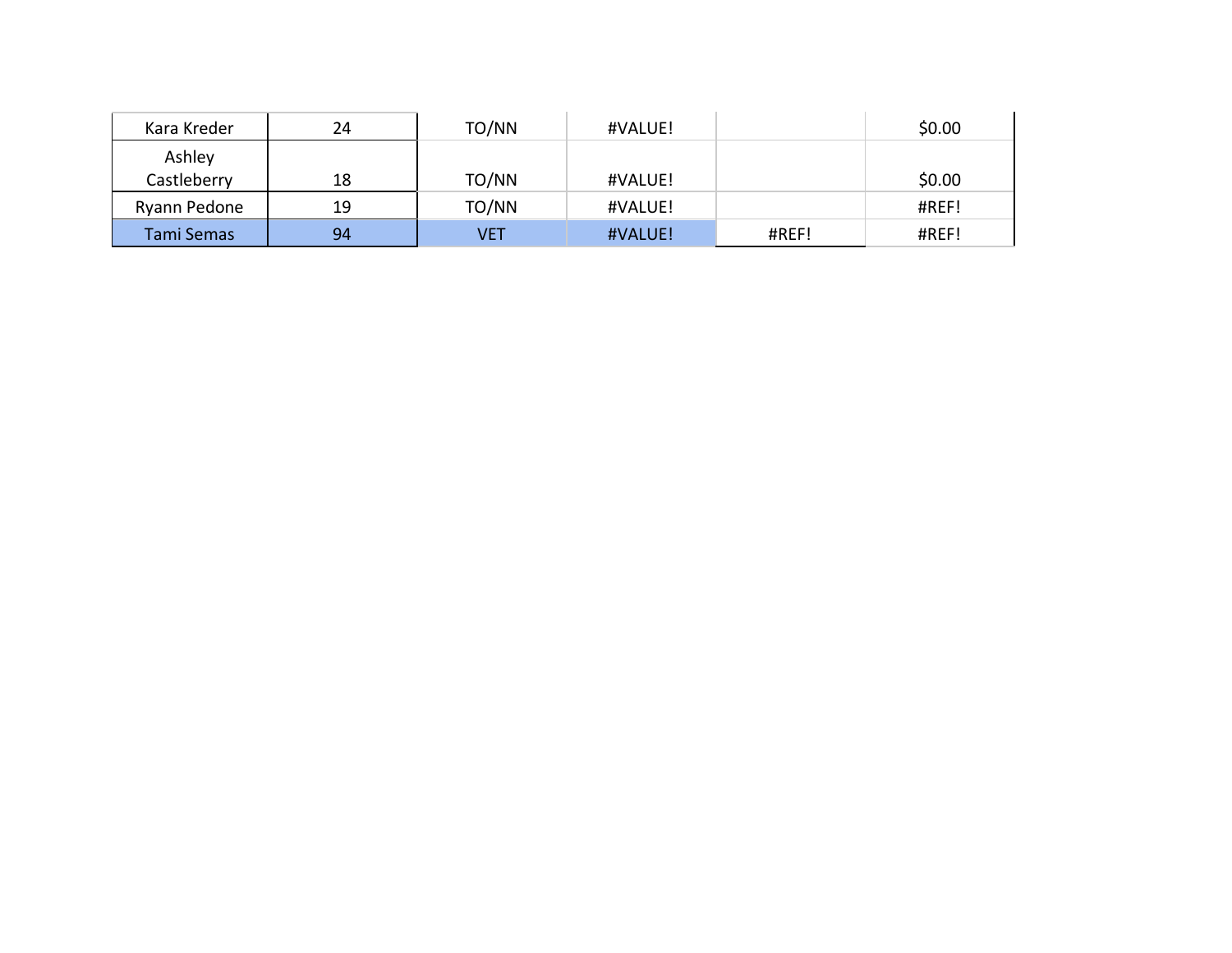| | | | | | |
|---|---|---|---|---|---|
| Kara Kreder | 24 | TO/NN | #VALUE! | | $0.00 |
| Ashley Castleberry | 18 | TO/NN | #VALUE! | | $0.00 |
| Ryann Pedone | 19 | TO/NN | #VALUE! | | #REF! |
| Tami Semas | 94 | VET | #VALUE! | #REF! | #REF! |